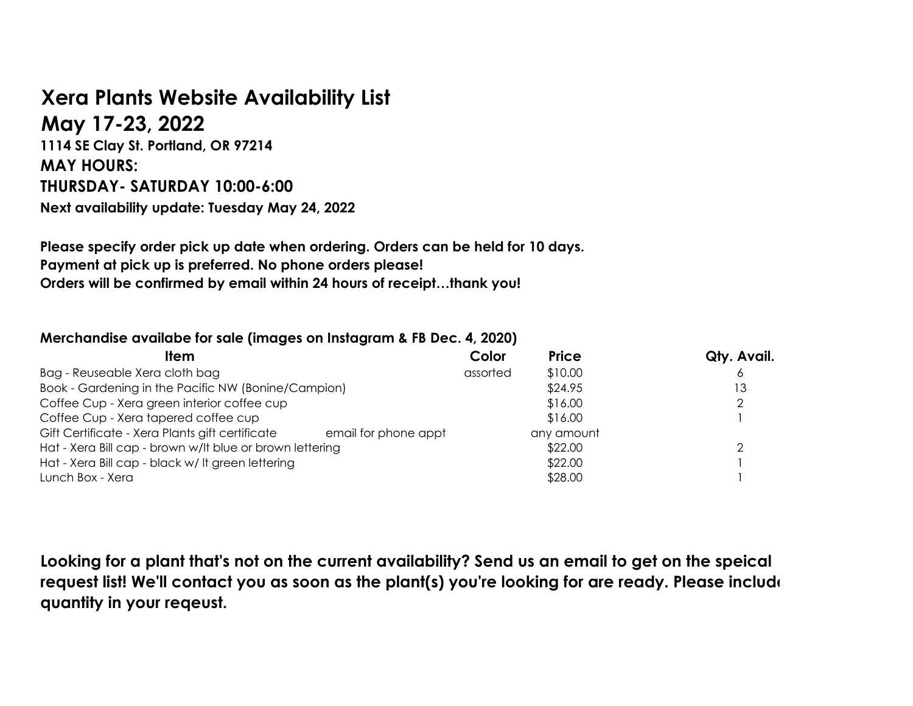# Xera Plants Website Availability List

## May 17-23, 2022

**1114 SE Clay St. Portland, OR 97214**

**MAY HOURS:**

**THURSDAY- SATURDAY 10:00-6:00**

**Next availability update: Tuesday May 24, 2022**

**Please specify order pick up date when ordering. Orders can be held for 10 days.**
**Payment at pick up is preferred. No phone orders please!**
**Orders will be confirmed by email within 24 hours of receipt…thank you!**

**Merchandise availabe for sale (images on Instagram & FB Dec. 4, 2020)**

| Item | | Color | Price | Qty. Avail. |
|---|---|---|---|---|
| Bag - Reuseable Xera cloth bag | | assorted | $10.00 | 6 |
| Book - Gardening in the Pacific NW (Bonine/Campion) | | | $24.95 | 13 |
| Coffee Cup - Xera green interior coffee cup | | | $16.00 | 2 |
| Coffee Cup - Xera tapered coffee cup | | | $16.00 | 1 |
| Gift Certificate - Xera Plants gift certificate | email for phone appt | | any amount | |
| Hat - Xera Bill cap - brown w/lt blue or brown lettering | | | $22.00 | 2 |
| Hat - Xera Bill cap - black w/ lt green lettering | | | $22.00 | 1 |
| Lunch Box - Xera | | | $28.00 | 1 |

**Looking for a plant that's not on the current availability? Send us an email to get on the speical request list! We'll contact you as soon as the plant(s) you're looking for are ready. Please include quantity in your reqeust.**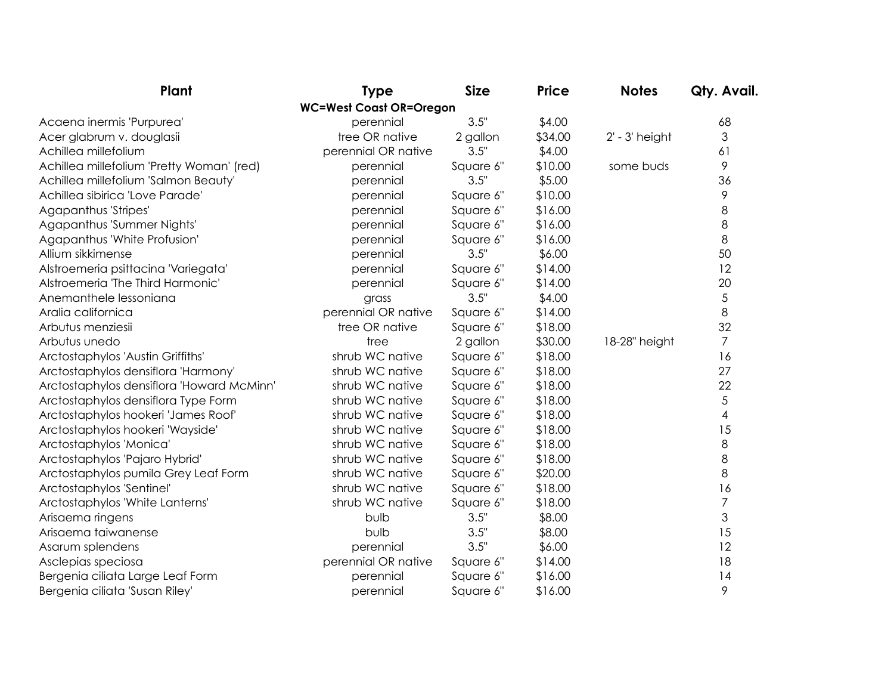| Plant | Type | Size | Price | Notes | Qty. Avail. |
|---|---|---|---|---|---|
| | **WC=West Coast OR=Oregon** | | | | |
| Acaena inermis 'Purpurea' | perennial | 3.5" | $4.00 | | 68 |
| Acer glabrum v. douglasii | tree OR native | 2 gallon | $34.00 | 2' - 3' height | 3 |
| Achillea millefolium | perennial OR native | 3.5" | $4.00 | | 61 |
| Achillea millefolium 'Pretty Woman' (red) | perennial | Square 6" | $10.00 | some buds | 9 |
| Achillea millefolium 'Salmon Beauty' | perennial | 3.5" | $5.00 | | 36 |
| Achillea sibirica 'Love Parade' | perennial | Square 6" | $10.00 | | 9 |
| Agapanthus 'Stripes' | perennial | Square 6" | $16.00 | | 8 |
| Agapanthus 'Summer Nights' | perennial | Square 6" | $16.00 | | 8 |
| Agapanthus 'White Profusion' | perennial | Square 6" | $16.00 | | 8 |
| Allium sikkimense | perennial | 3.5" | $6.00 | | 50 |
| Alstroemeria psittacina 'Variegata' | perennial | Square 6" | $14.00 | | 12 |
| Alstroemeria 'The Third Harmonic' | perennial | Square 6" | $14.00 | | 20 |
| Anemanthele lessoniana | grass | 3.5" | $4.00 | | 5 |
| Aralia californica | perennial OR native | Square 6" | $14.00 | | 8 |
| Arbutus menziesii | tree OR native | Square 6" | $18.00 | | 32 |
| Arbutus unedo | tree | 2 gallon | $30.00 | 18-28" height | 7 |
| Arctostaphylos 'Austin Griffiths' | shrub WC native | Square 6" | $18.00 | | 16 |
| Arctostaphylos densiflora 'Harmony' | shrub WC native | Square 6" | $18.00 | | 27 |
| Arctostaphylos densiflora 'Howard McMinn' | shrub WC native | Square 6" | $18.00 | | 22 |
| Arctostaphylos densiflora Type Form | shrub WC native | Square 6" | $18.00 | | 5 |
| Arctostaphylos hookeri 'James Roof' | shrub WC native | Square 6" | $18.00 | | 4 |
| Arctostaphylos hookeri 'Wayside' | shrub WC native | Square 6" | $18.00 | | 15 |
| Arctostaphylos 'Monica' | shrub WC native | Square 6" | $18.00 | | 8 |
| Arctostaphylos 'Pajaro Hybrid' | shrub WC native | Square 6" | $18.00 | | 8 |
| Arctostaphylos pumila Grey Leaf Form | shrub WC native | Square 6" | $20.00 | | 8 |
| Arctostaphylos 'Sentinel' | shrub WC native | Square 6" | $18.00 | | 16 |
| Arctostaphylos 'White Lanterns' | shrub WC native | Square 6" | $18.00 | | 7 |
| Arisaema ringens | bulb | 3.5" | $8.00 | | 3 |
| Arisaema taiwanense | bulb | 3.5" | $8.00 | | 15 |
| Asarum splendens | perennial | 3.5" | $6.00 | | 12 |
| Asclepias speciosa | perennial OR native | Square 6" | $14.00 | | 18 |
| Bergenia ciliata Large Leaf Form | perennial | Square 6" | $16.00 | | 14 |
| Bergenia ciliata 'Susan Riley' | perennial | Square 6" | $16.00 | | 9 |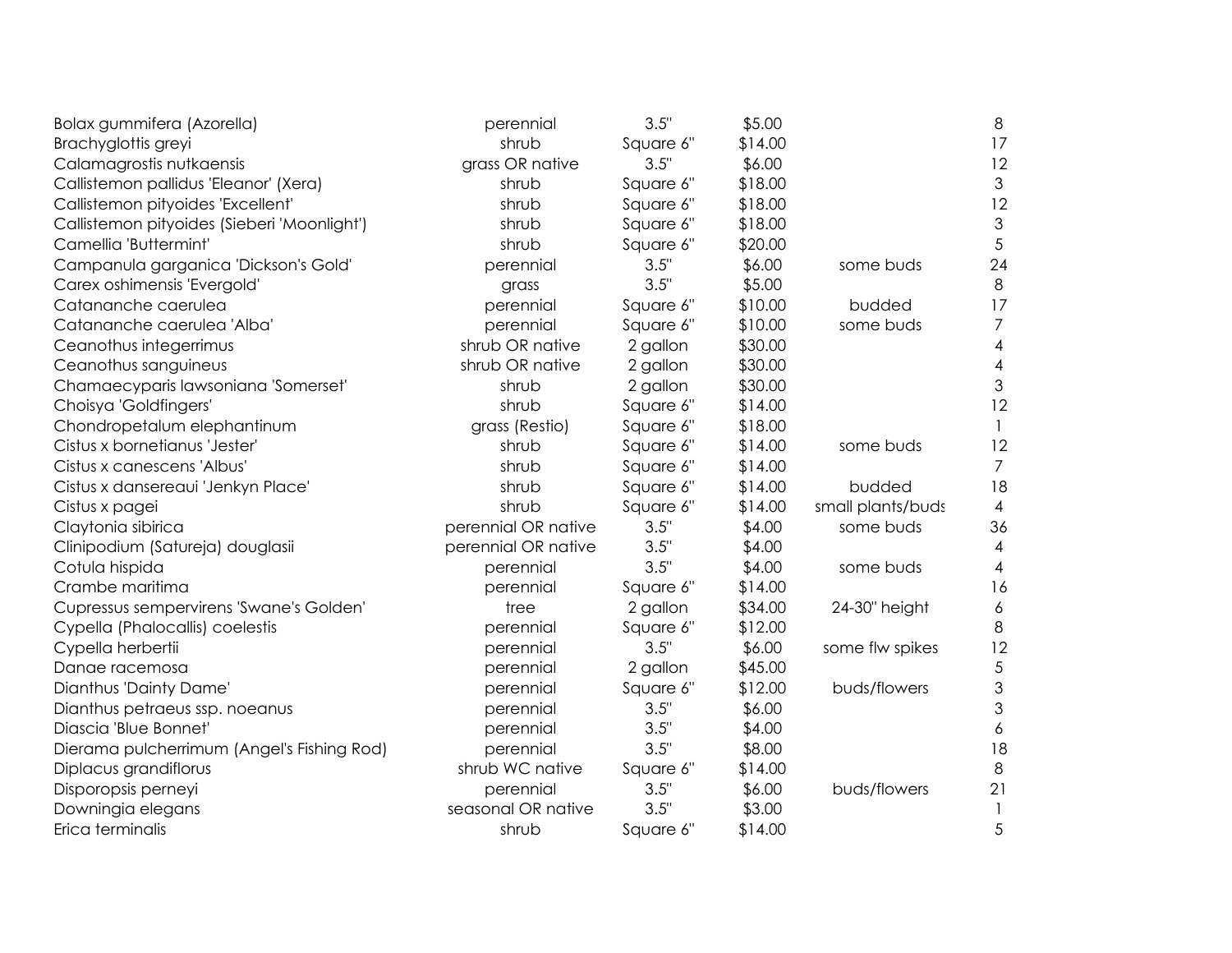| | | | | | |
|---|---|---|---|---|---|
| Bolax gummifera (Azorella) | perennial | 3.5" | $5.00 | | 8 |
| Brachyglottis greyi | shrub | Square 6" | $14.00 | | 17 |
| Calamagrostis nutkaensis | grass OR native | 3.5" | $6.00 | | 12 |
| Callistemon pallidus 'Eleanor' (Xera) | shrub | Square 6" | $18.00 | | 3 |
| Callistemon pityoides 'Excellent' | shrub | Square 6" | $18.00 | | 12 |
| Callistemon pityoides (Sieberi 'Moonlight') | shrub | Square 6" | $18.00 | | 3 |
| Camellia 'Buttermint' | shrub | Square 6" | $20.00 | | 5 |
| Campanula garganica 'Dickson's Gold' | perennial | 3.5" | $6.00 | some buds | 24 |
| Carex oshimensis 'Evergold' | grass | 3.5" | $5.00 | | 8 |
| Catananche caerulea | perennial | Square 6" | $10.00 | budded | 17 |
| Catananche caerulea 'Alba' | perennial | Square 6" | $10.00 | some buds | 7 |
| Ceanothus integerrimus | shrub OR native | 2 gallon | $30.00 | | 4 |
| Ceanothus sanguineus | shrub OR native | 2 gallon | $30.00 | | 4 |
| Chamaecyparis lawsoniana 'Somerset' | shrub | 2 gallon | $30.00 | | 3 |
| Choisya 'Goldfingers' | shrub | Square 6" | $14.00 | | 12 |
| Chondropetalum elephantinum | grass (Restio) | Square 6" | $18.00 | | 1 |
| Cistus x bornetianus 'Jester' | shrub | Square 6" | $14.00 | some buds | 12 |
| Cistus x canescens 'Albus' | shrub | Square 6" | $14.00 | | 7 |
| Cistus x dansereaui 'Jenkyn Place' | shrub | Square 6" | $14.00 | budded | 18 |
| Cistus x pagei | shrub | Square 6" | $14.00 | small plants/buds | 4 |
| Claytonia sibirica | perennial OR native | 3.5" | $4.00 | some buds | 36 |
| Clinipodium (Satureja) douglasii | perennial OR native | 3.5" | $4.00 | | 4 |
| Cotula hispida | perennial | 3.5" | $4.00 | some buds | 4 |
| Crambe maritima | perennial | Square 6" | $14.00 | | 16 |
| Cupressus sempervirens 'Swane's Golden' | tree | 2 gallon | $34.00 | 24-30" height | 6 |
| Cypella (Phalocallis) coelestis | perennial | Square 6" | $12.00 | | 8 |
| Cypella herbertii | perennial | 3.5" | $6.00 | some flw spikes | 12 |
| Danae racemosa | perennial | 2 gallon | $45.00 | | 5 |
| Dianthus 'Dainty Dame' | perennial | Square 6" | $12.00 | buds/flowers | 3 |
| Dianthus petraeus ssp. noeanus | perennial | 3.5" | $6.00 | | 3 |
| Diascia 'Blue Bonnet' | perennial | 3.5" | $4.00 | | 6 |
| Dierama pulcherrimum (Angel's Fishing Rod) | perennial | 3.5" | $8.00 | | 18 |
| Diplacus grandiflorus | shrub WC native | Square 6" | $14.00 | | 8 |
| Disporopsis perneyi | perennial | 3.5" | $6.00 | buds/flowers | 21 |
| Downingia elegans | seasonal OR native | 3.5" | $3.00 | | 1 |
| Erica terminalis | shrub | Square 6" | $14.00 | | 5 |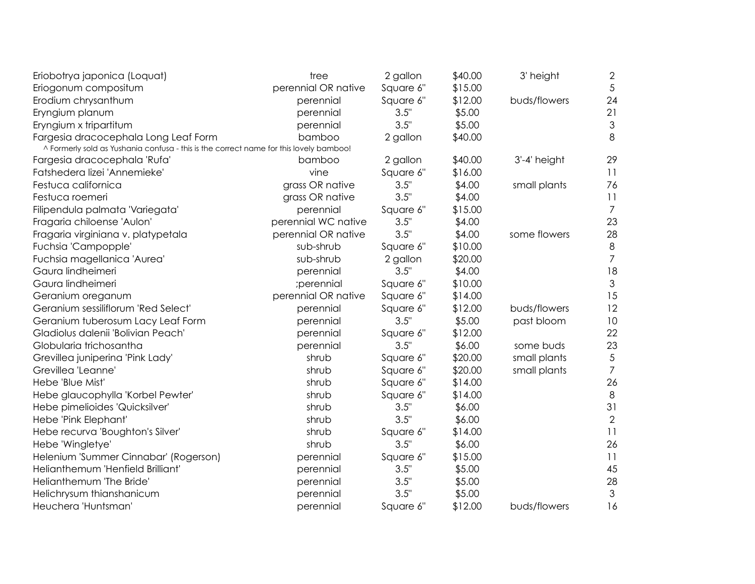| | | | | | |
|---|---|---|---|---|---|
| Eriobotrya japonica (Loquat) | tree | 2 gallon | $40.00 | 3' height | 2 |
| Eriogonum compositum | perennial OR native | Square 6" | $15.00 | | 5 |
| Erodium chrysanthum | perennial | Square 6" | $12.00 | buds/flowers | 24 |
| Eryngium planum | perennial | 3.5" | $5.00 | | 21 |
| Eryngium x tripartitum | perennial | 3.5" | $5.00 | | 3 |
| Fargesia dracocephala Long Leaf Form | bamboo | 2 gallon | $40.00 | | 8 |
| ^ Formerly sold as Yushania confusa - this is the correct name for this lovely bamboo! | | | | | |
| Fargesia dracocephala 'Rufa' | bamboo | 2 gallon | $40.00 | 3'-4' height | 29 |
| Fatshedera lizei 'Annemieke' | vine | Square 6" | $16.00 | | 11 |
| Festuca californica | grass OR native | 3.5" | $4.00 | small plants | 76 |
| Festuca roemeri | grass OR native | 3.5" | $4.00 | | 11 |
| Filipendula palmata 'Variegata' | perennial | Square 6" | $15.00 | | 7 |
| Fragaria chiloense 'Aulon' | perennial WC native | 3.5" | $4.00 | | 23 |
| Fragaria virginiana v. platypetala | perennial OR native | 3.5" | $4.00 | some flowers | 28 |
| Fuchsia 'Campopple' | sub-shrub | Square 6" | $10.00 | | 8 |
| Fuchsia magellanica 'Aurea' | sub-shrub | 2 gallon | $20.00 | | 7 |
| Gaura lindheimeri | perennial | 3.5" | $4.00 | | 18 |
| Gaura lindheimeri | ;perennial | Square 6" | $10.00 | | 3 |
| Geranium oreganum | perennial OR native | Square 6" | $14.00 | | 15 |
| Geranium sessiliflorum 'Red Select' | perennial | Square 6" | $12.00 | buds/flowers | 12 |
| Geranium tuberosum Lacy Leaf Form | perennial | 3.5" | $5.00 | past bloom | 10 |
| Gladiolus dalenii 'Bolivian Peach' | perennial | Square 6" | $12.00 | | 22 |
| Globularia trichosantha | perennial | 3.5" | $6.00 | some buds | 23 |
| Grevillea juniperina 'Pink Lady' | shrub | Square 6" | $20.00 | small plants | 5 |
| Grevillea 'Leanne' | shrub | Square 6" | $20.00 | small plants | 7 |
| Hebe 'Blue Mist' | shrub | Square 6" | $14.00 | | 26 |
| Hebe glaucophylla 'Korbel Pewter' | shrub | Square 6" | $14.00 | | 8 |
| Hebe pimelioides 'Quicksilver' | shrub | 3.5" | $6.00 | | 31 |
| Hebe 'Pink Elephant' | shrub | 3.5" | $6.00 | | 2 |
| Hebe recurva 'Boughton's Silver' | shrub | Square 6" | $14.00 | | 11 |
| Hebe 'Wingletye' | shrub | 3.5" | $6.00 | | 26 |
| Helenium 'Summer Cinnabar' (Rogerson) | perennial | Square 6" | $15.00 | | 11 |
| Helianthemum 'Henfield Brilliant' | perennial | 3.5" | $5.00 | | 45 |
| Helianthemum 'The Bride' | perennial | 3.5" | $5.00 | | 28 |
| Helichrysum thianshanicum | perennial | 3.5" | $5.00 | | 3 |
| Heuchera 'Huntsman' | perennial | Square 6" | $12.00 | buds/flowers | 16 |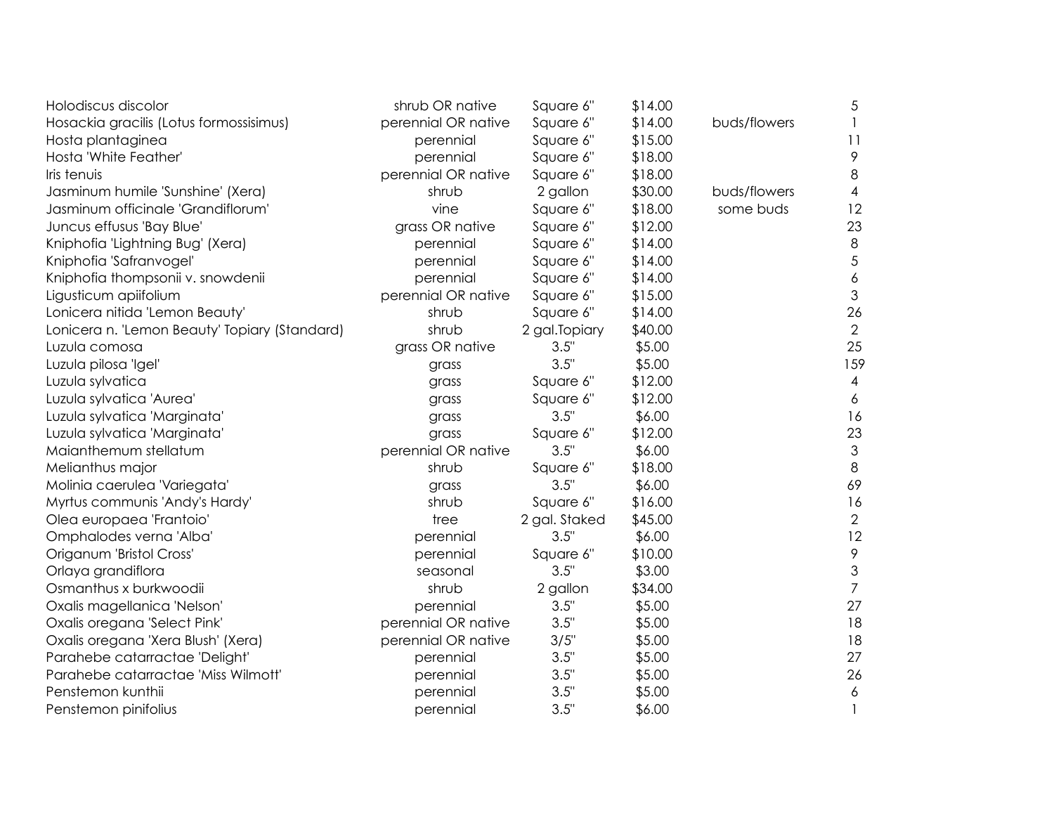| | | | | | |
|---|---|---|---|---|---|
| Holodiscus discolor | shrub OR native | Square 6" | $14.00 | | 5 |
| Hosackia gracilis (Lotus formossisimus) | perennial OR native | Square 6" | $14.00 | buds/flowers | 1 |
| Hosta plantaginea | perennial | Square 6" | $15.00 | | 11 |
| Hosta 'White Feather' | perennial | Square 6" | $18.00 | | 9 |
| Iris tenuis | perennial OR native | Square 6" | $18.00 | | 8 |
| Jasminum humile 'Sunshine' (Xera) | shrub | 2 gallon | $30.00 | buds/flowers | 4 |
| Jasminum officinale 'Grandiflorum' | vine | Square 6" | $18.00 | some buds | 12 |
| Juncus effusus 'Bay Blue' | grass OR native | Square 6" | $12.00 | | 23 |
| Kniphofia 'Lightning Bug' (Xera) | perennial | Square 6" | $14.00 | | 8 |
| Kniphofia 'Safranvogel' | perennial | Square 6" | $14.00 | | 5 |
| Kniphofia thompsonii v. snowdenii | perennial | Square 6" | $14.00 | | 6 |
| Ligusticum apiifolium | perennial OR native | Square 6" | $15.00 | | 3 |
| Lonicera nitida 'Lemon Beauty' | shrub | Square 6" | $14.00 | | 26 |
| Lonicera n. 'Lemon Beauty' Topiary (Standard) | shrub | 2 gal.Topiary | $40.00 | | 2 |
| Luzula comosa | grass OR native | 3.5" | $5.00 | | 25 |
| Luzula pilosa 'Igel' | grass | 3.5" | $5.00 | | 159 |
| Luzula sylvatica | grass | Square 6" | $12.00 | | 4 |
| Luzula sylvatica 'Aurea' | grass | Square 6" | $12.00 | | 6 |
| Luzula sylvatica 'Marginata' | grass | 3.5" | $6.00 | | 16 |
| Luzula sylvatica 'Marginata' | grass | Square 6" | $12.00 | | 23 |
| Maianthemum stellatum | perennial OR native | 3.5" | $6.00 | | 3 |
| Melianthus major | shrub | Square 6" | $18.00 | | 8 |
| Molinia caerulea 'Variegata' | grass | 3.5" | $6.00 | | 69 |
| Myrtus communis 'Andy's Hardy' | shrub | Square 6" | $16.00 | | 16 |
| Olea europaea 'Frantoio' | tree | 2 gal. Staked | $45.00 | | 2 |
| Omphalodes verna 'Alba' | perennial | 3.5" | $6.00 | | 12 |
| Origanum 'Bristol Cross' | perennial | Square 6" | $10.00 | | 9 |
| Orlaya grandiflora | seasonal | 3.5" | $3.00 | | 3 |
| Osmanthus x burkwoodii | shrub | 2 gallon | $34.00 | | 7 |
| Oxalis magellanica 'Nelson' | perennial | 3.5" | $5.00 | | 27 |
| Oxalis oregana 'Select Pink' | perennial OR native | 3.5" | $5.00 | | 18 |
| Oxalis oregana 'Xera Blush' (Xera) | perennial OR native | 3/5" | $5.00 | | 18 |
| Parahebe catarractae 'Delight' | perennial | 3.5" | $5.00 | | 27 |
| Parahebe catarractae 'Miss Wilmott' | perennial | 3.5" | $5.00 | | 26 |
| Penstemon kunthii | perennial | 3.5" | $5.00 | | 6 |
| Penstemon pinifolius | perennial | 3.5" | $6.00 | | 1 |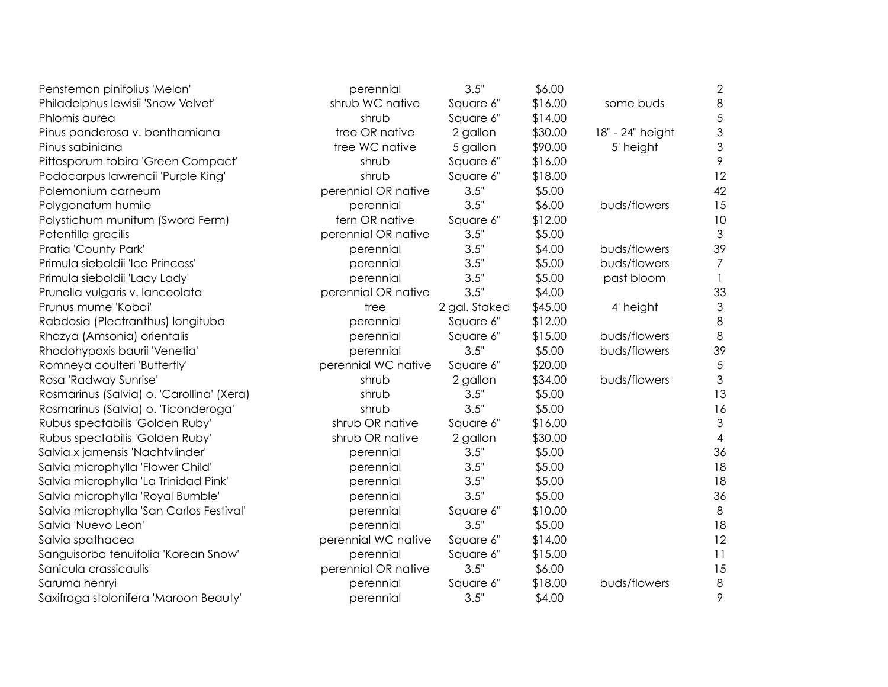| | | | | | |
|---|---|---|---|---|---|
| Penstemon pinifolius 'Melon' | perennial | 3.5" | $6.00 | | 2 |
| Philadelphus lewisii 'Snow Velvet' | shrub WC native | Square 6" | $16.00 | some buds | 8 |
| Phlomis aurea | shrub | Square 6" | $14.00 | | 5 |
| Pinus ponderosa v. benthamiana | tree OR native | 2 gallon | $30.00 | 18" - 24" height | 3 |
| Pinus sabiniana | tree WC native | 5 gallon | $90.00 | 5' height | 3 |
| Pittosporum tobira 'Green Compact' | shrub | Square 6" | $16.00 | | 9 |
| Podocarpus lawrencii 'Purple King' | shrub | Square 6" | $18.00 | | 12 |
| Polemonium carneum | perennial OR native | 3.5" | $5.00 | | 42 |
| Polygonatum humile | perennial | 3.5" | $6.00 | buds/flowers | 15 |
| Polystichum munitum (Sword Ferm) | fern OR native | Square 6" | $12.00 | | 10 |
| Potentilla gracilis | perennial OR native | 3.5" | $5.00 | | 3 |
| Pratia 'County Park' | perennial | 3.5" | $4.00 | buds/flowers | 39 |
| Primula sieboldii 'Ice Princess' | perennial | 3.5" | $5.00 | buds/flowers | 7 |
| Primula sieboldii 'Lacy Lady' | perennial | 3.5" | $5.00 | past bloom | 1 |
| Prunella vulgaris v. lanceolata | perennial OR native | 3.5" | $4.00 | | 33 |
| Prunus mume 'Kobai' | tree | 2 gal. Staked | $45.00 | 4' height | 3 |
| Rabdosia (Plectranthus) longituba | perennial | Square 6" | $12.00 | | 8 |
| Rhazya (Amsonia) orientalis | perennial | Square 6" | $15.00 | buds/flowers | 8 |
| Rhodohypoxis baurii 'Venetia' | perennial | 3.5" | $5.00 | buds/flowers | 39 |
| Romneya coulteri 'Butterfly' | perennial WC native | Square 6" | $20.00 | | 5 |
| Rosa 'Radway Sunrise' | shrub | 2 gallon | $34.00 | buds/flowers | 3 |
| Rosmarinus (Salvia) o. 'Carollina' (Xera) | shrub | 3.5" | $5.00 | | 13 |
| Rosmarinus (Salvia) o. 'Ticonderoga' | shrub | 3.5" | $5.00 | | 16 |
| Rubus spectabilis 'Golden Ruby' | shrub OR native | Square 6" | $16.00 | | 3 |
| Rubus spectabilis 'Golden Ruby' | shrub OR native | 2 gallon | $30.00 | | 4 |
| Salvia x jamensis 'Nachtvlinder' | perennial | 3.5" | $5.00 | | 36 |
| Salvia microphylla 'Flower Child' | perennial | 3.5" | $5.00 | | 18 |
| Salvia microphylla 'La Trinidad Pink' | perennial | 3.5" | $5.00 | | 18 |
| Salvia microphylla 'Royal Bumble' | perennial | 3.5" | $5.00 | | 36 |
| Salvia microphylla 'San Carlos Festival' | perennial | Square 6" | $10.00 | | 8 |
| Salvia 'Nuevo Leon' | perennial | 3.5" | $5.00 | | 18 |
| Salvia spathacea | perennial WC native | Square 6" | $14.00 | | 12 |
| Sanguisorba tenuifolia 'Korean Snow' | perennial | Square 6" | $15.00 | | 11 |
| Sanicula crassicaulis | perennial OR native | 3.5" | $6.00 | | 15 |
| Saruma henryi | perennial | Square 6" | $18.00 | buds/flowers | 8 |
| Saxifraga stolonifera 'Maroon Beauty' | perennial | 3.5" | $4.00 | | 9 |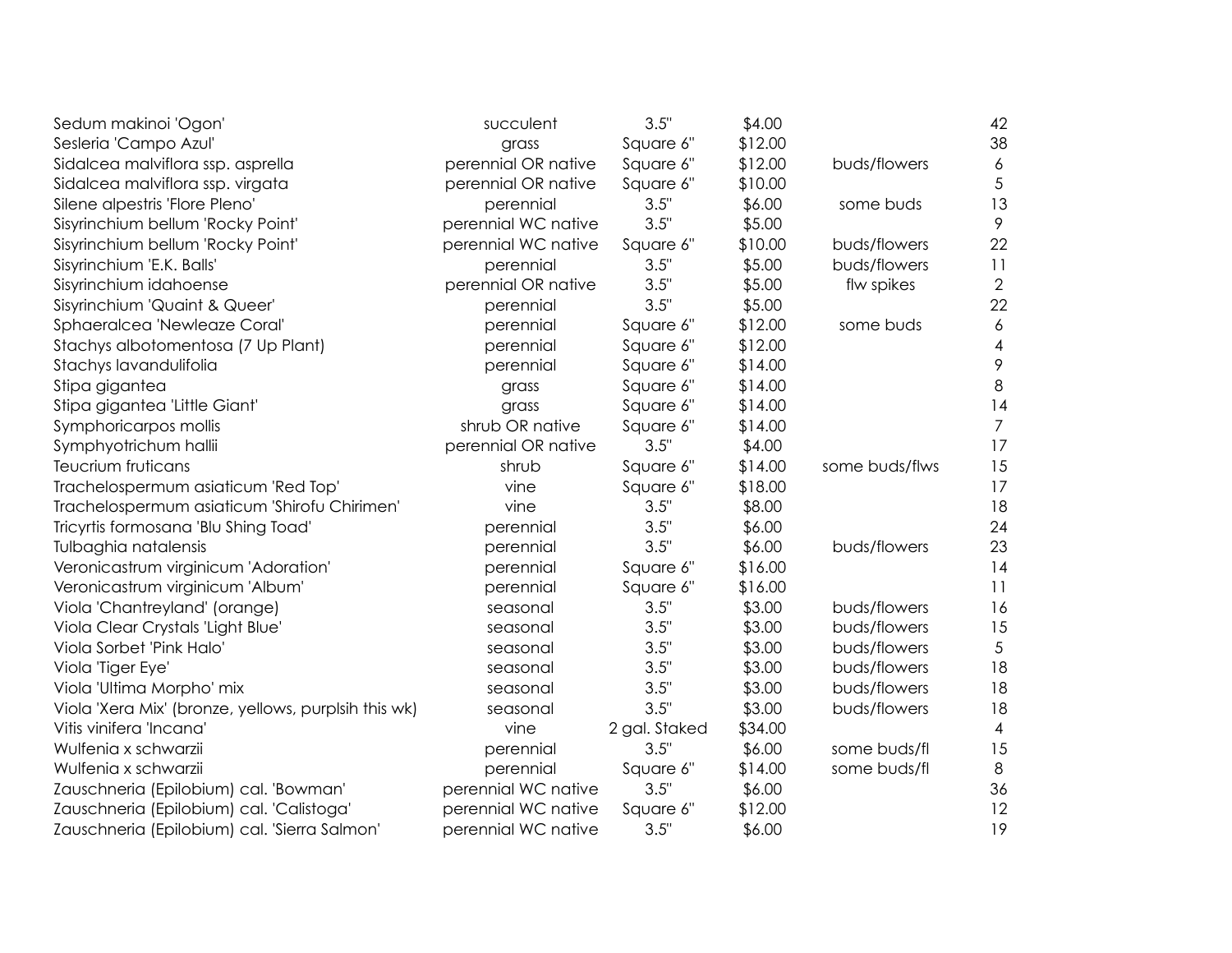| | | | | | |
|---|---|---|---|---|---|
| Sedum makinoi 'Ogon' | succulent | 3.5" | $4.00 | | 42 |
| Sesleria 'Campo Azul' | grass | Square 6" | $12.00 | | 38 |
| Sidalcea malviflora ssp. asprella | perennial OR native | Square 6" | $12.00 | buds/flowers | 6 |
| Sidalcea malviflora ssp. virgata | perennial OR native | Square 6" | $10.00 | | 5 |
| Silene alpestris 'Flore Pleno' | perennial | 3.5" | $6.00 | some buds | 13 |
| Sisyrinchium bellum 'Rocky Point' | perennial WC native | 3.5" | $5.00 | | 9 |
| Sisyrinchium bellum 'Rocky Point' | perennial WC native | Square 6" | $10.00 | buds/flowers | 22 |
| Sisyrinchium 'E.K. Balls' | perennial | 3.5" | $5.00 | buds/flowers | 11 |
| Sisyrinchium idahoense | perennial OR native | 3.5" | $5.00 | flw spikes | 2 |
| Sisyrinchium 'Quaint & Queer' | perennial | 3.5" | $5.00 | | 22 |
| Sphaeralcea 'Newleaze Coral' | perennial | Square 6" | $12.00 | some buds | 6 |
| Stachys albotomentosa (7 Up Plant) | perennial | Square 6" | $12.00 | | 4 |
| Stachys lavandulifolia | perennial | Square 6" | $14.00 | | 9 |
| Stipa gigantea | grass | Square 6" | $14.00 | | 8 |
| Stipa gigantea 'Little Giant' | grass | Square 6" | $14.00 | | 14 |
| Symphoricarpos mollis | shrub OR native | Square 6" | $14.00 | | 7 |
| Symphyotrichum hallii | perennial OR native | 3.5" | $4.00 | | 17 |
| Teucrium fruticans | shrub | Square 6" | $14.00 | some buds/flws | 15 |
| Trachelospermum asiaticum 'Red Top' | vine | Square 6" | $18.00 | | 17 |
| Trachelospermum asiaticum 'Shirofu Chirimen' | vine | 3.5" | $8.00 | | 18 |
| Tricyrtis formosana 'Blu Shing Toad' | perennial | 3.5" | $6.00 | | 24 |
| Tulbaghia natalensis | perennial | 3.5" | $6.00 | buds/flowers | 23 |
| Veronicastrum virginicum 'Adoration' | perennial | Square 6" | $16.00 | | 14 |
| Veronicastrum virginicum 'Album' | perennial | Square 6" | $16.00 | | 11 |
| Viola 'Chantreyland' (orange) | seasonal | 3.5" | $3.00 | buds/flowers | 16 |
| Viola Clear Crystals 'Light Blue' | seasonal | 3.5" | $3.00 | buds/flowers | 15 |
| Viola Sorbet 'Pink Halo' | seasonal | 3.5" | $3.00 | buds/flowers | 5 |
| Viola 'Tiger Eye' | seasonal | 3.5" | $3.00 | buds/flowers | 18 |
| Viola 'Ultima Morpho' mix | seasonal | 3.5" | $3.00 | buds/flowers | 18 |
| Viola 'Xera Mix' (bronze, yellows, purplsih this wk) | seasonal | 3.5" | $3.00 | buds/flowers | 18 |
| Vitis vinifera 'Incana' | vine | 2 gal. Staked | $34.00 | | 4 |
| Wulfenia x schwarzii | perennial | 3.5" | $6.00 | some buds/fl | 15 |
| Wulfenia x schwarzii | perennial | Square 6" | $14.00 | some buds/fl | 8 |
| Zauschneria (Epilobium) cal. 'Bowman' | perennial WC native | 3.5" | $6.00 | | 36 |
| Zauschneria (Epilobium) cal. 'Calistoga' | perennial WC native | Square 6" | $12.00 | | 12 |
| Zauschneria (Epilobium) cal. 'Sierra Salmon' | perennial WC native | 3.5" | $6.00 | | 19 |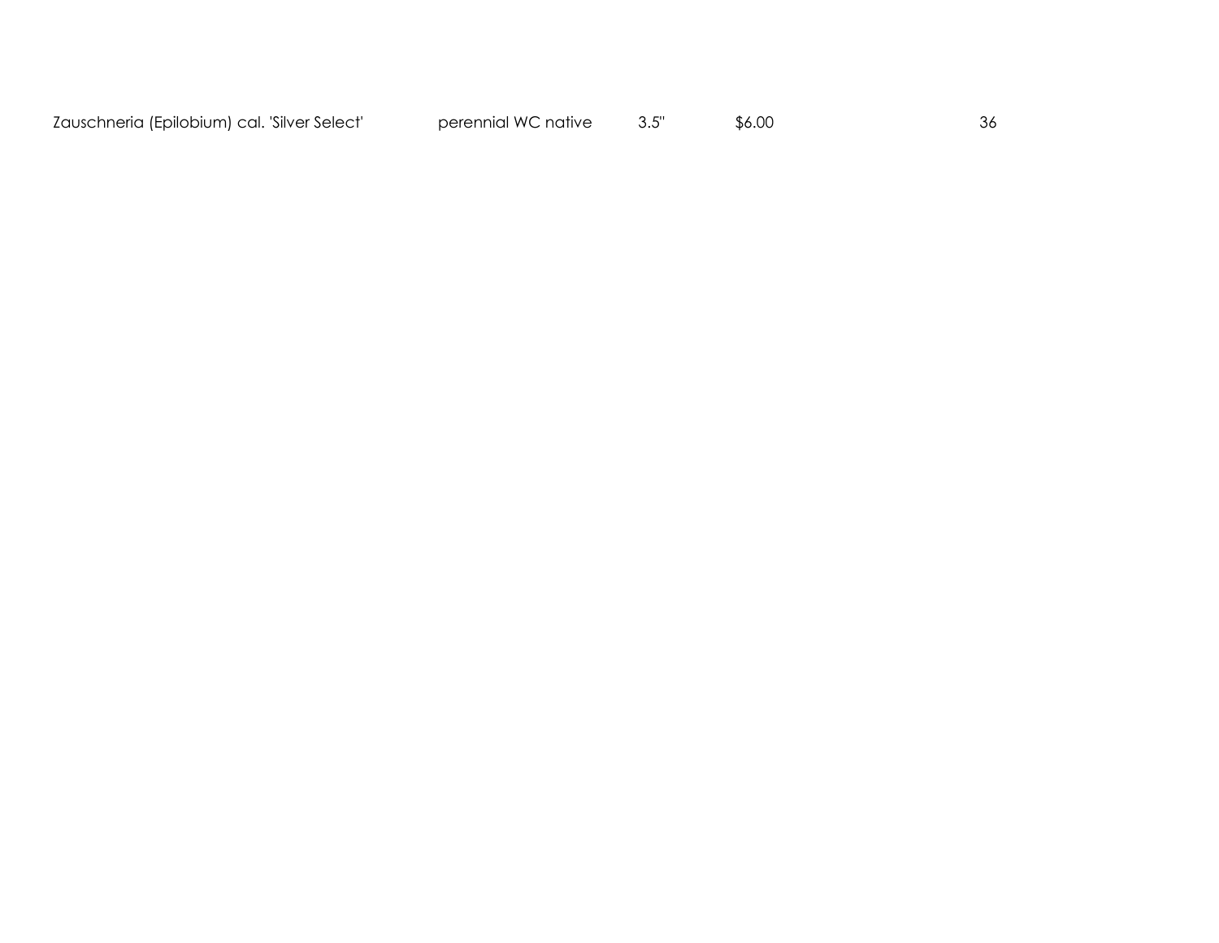| | | | | | |
|---|---|---|---|---|---|
| Zauschneria (Epilobium) cal. 'Silver Select' | perennial WC native | 3.5" | $6.00 | | 36 |